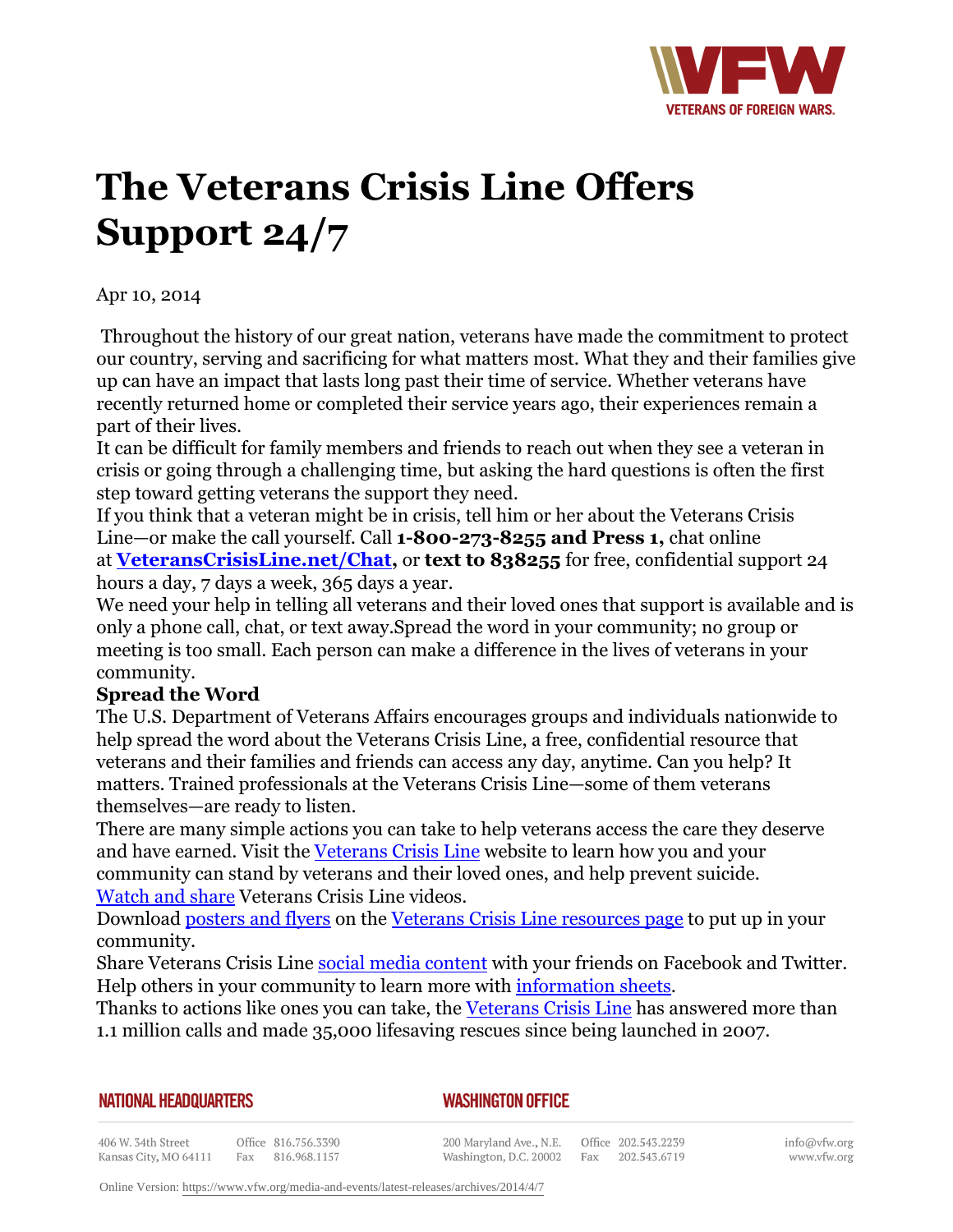# The Veterans Crisis Line Offers Support 24/7

Apr 10, 2014

Throughout the history of our great nation, veterans have made the commitment to protect our country, serving and sacrificing for what matters most. What they and their families give up can have an impact that lasts long past their time of service. Whether veterans have recently returned home or completed their service years ago, their experiences remain a part of their lives.

It can be difficult for family members and friends to reach out when they see a veteran in crisis or going through a challenging time, but asking the hard questions is often the first step toward getting veterans the support they need.

If you think that a veteran might be in crisis, tell him or her about the Veterans Crisis Line—or make the call yourself. Call **1-800-273-8255 and Press 1,** chat online at **VeteransCrisisLine.net/Chat,** or **text to 838255** for free, confidential support 24 hours a day, 7 days a week, 365 days a year.

We need your help in telling all veterans and their loved ones that support is available and is only a phone call, chat, or text away.Spread the word in your community; no group or meeting is too small. Each person can make a difference in the lives of veterans in your community.

**Spread the Word**

The U.S. Department of Veterans Affairs encourages groups and individuals nationwide to help spread the word about the Veterans Crisis Line, a free, confidential resource that veterans and their families and friends can access any day, anytime. Can you help? It matters. Trained professionals at the Veterans Crisis Line—some of them veterans themselves—are ready to listen.

There are many simple actions you can take to help veterans access the care they deserve and have earned. Visit the Veterans Crisis Line website to learn how you and your community can stand by veterans and their loved ones, and help prevent suicide.

Watch and share Veterans Crisis Line videos.

Download posters and flyers on the Veterans Crisis Line resources page to put up in your community.

Share Veterans Crisis Line social media content with your friends on Facebook and Twitter.

Help others in your community to learn more with information sheets.

Thanks to actions like ones you can take, the Veterans Crisis Line has answered more than 1.1 million calls and made 35,000 lifesaving rescues since being launched in 2007.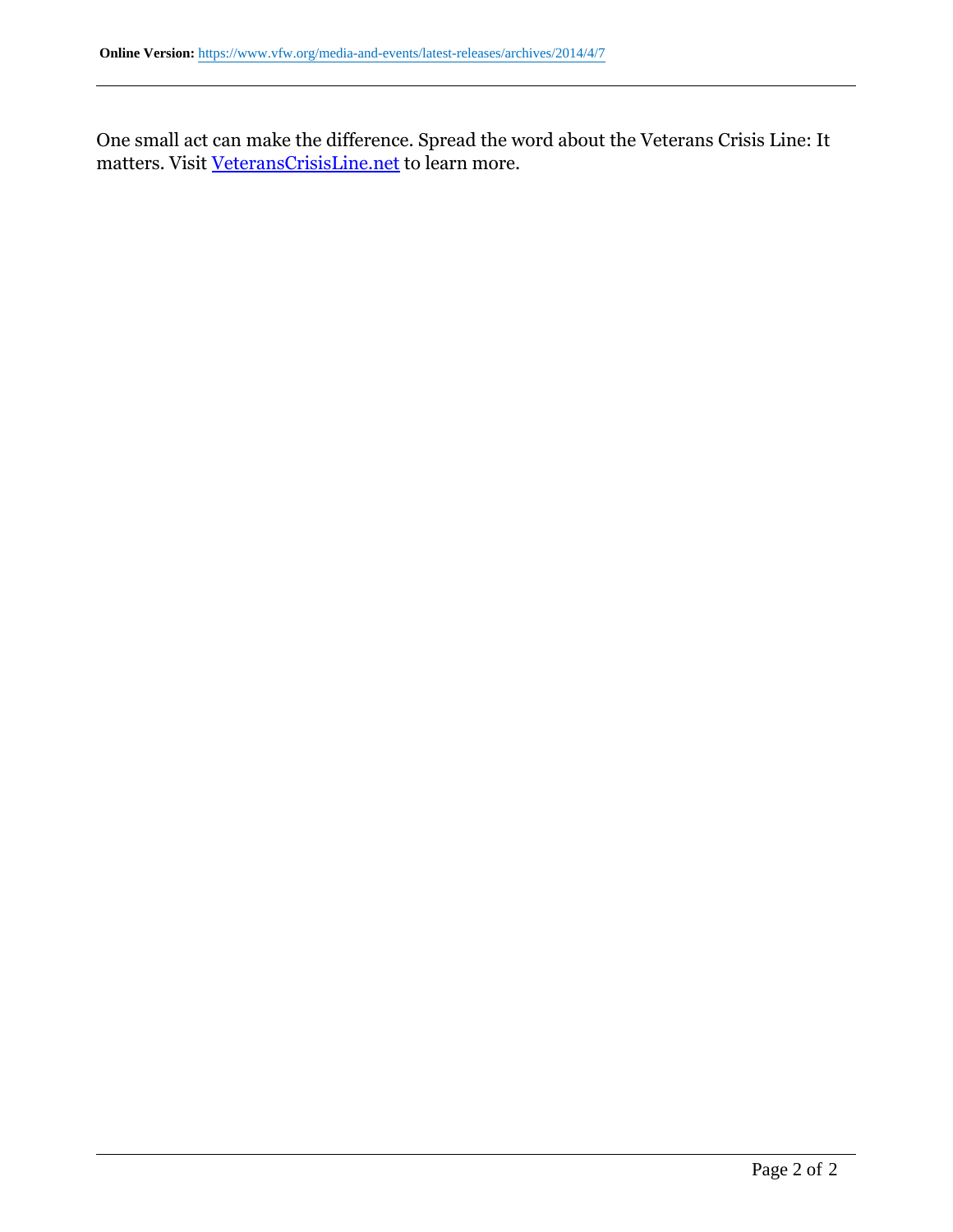One small act can make the difference. Spread the word about the Veterans Crisis Line: It matters. Visit [VeteransCrisisLine.net](VeteransCrisisLine.net) to learn more.